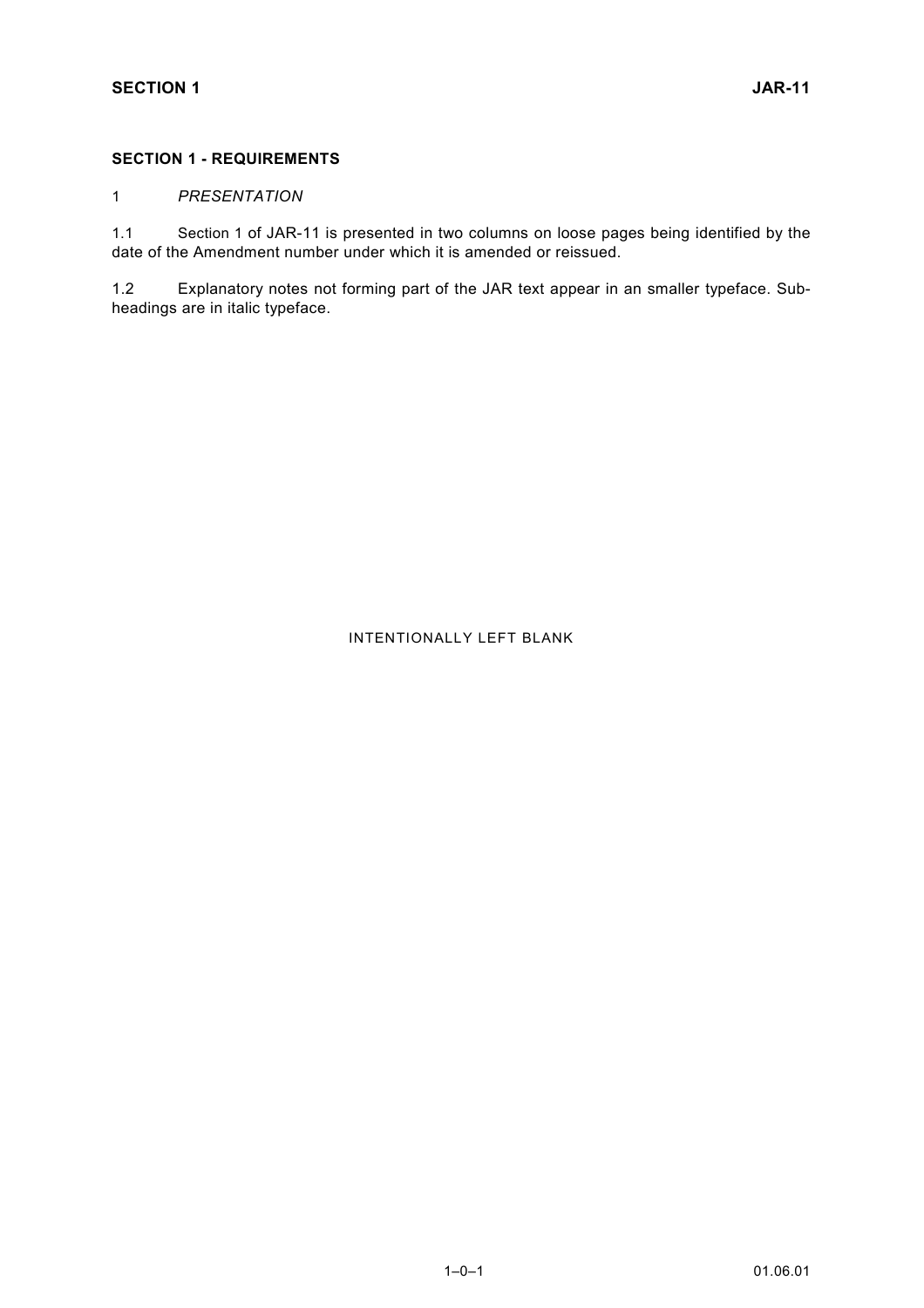## SECTION 1 - REQUIREMENTS

1 *PRESENTATION*

1.1 Section 1 of JAR-11 is presented in two columns on loose pages being identified by the date of the Amendment number under which it is amended or reissued.

1.2 Explanatory notes not forming part of the JAR text appear in an smaller typeface. Sub-headings are in italic typeface.

INTENTIONALLY LEFT BLANK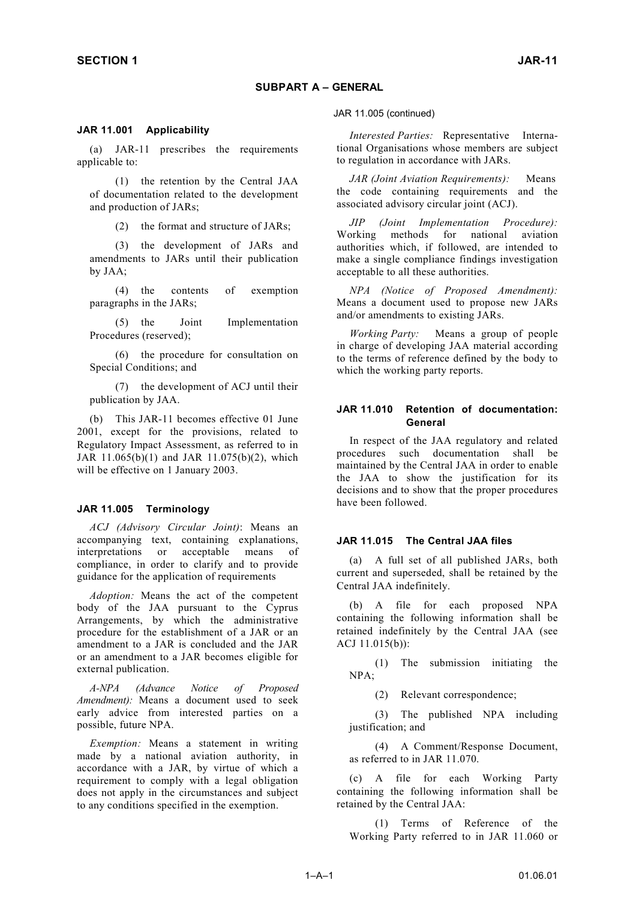## SUBPART A – GENERAL

### JAR 11.001 Applicability

(a) JAR-11 prescribes the requirements applicable to:

(1) the retention by the Central JAA of documentation related to the development and production of JARs;

(2) the format and structure of JARs;

(3) the development of JARs and amendments to JARs until their publication by JAA;

(4) the contents of exemption paragraphs in the JARs;

(5) the Joint Implementation Procedures (reserved);

(6) the procedure for consultation on Special Conditions; and

(7) the development of ACJ until their publication by JAA.

(b) This JAR-11 becomes effective 01 June 2001, except for the provisions, related to Regulatory Impact Assessment, as referred to in JAR 11.065(b)(1) and JAR 11.075(b)(2), which will be effective on 1 January 2003.

### JAR 11.005 Terminology

*ACJ (Advisory Circular Joint)*: Means an accompanying text, containing explanations, interpretations or acceptable means of compliance, in order to clarify and to provide guidance for the application of requirements

*Adoption:* Means the act of the competent body of the JAA pursuant to the Cyprus Arrangements, by which the administrative procedure for the establishment of a JAR or an amendment to a JAR is concluded and the JAR or an amendment to a JAR becomes eligible for external publication.

*A-NPA (Advance Notice of Proposed Amendment):* Means a document used to seek early advice from interested parties on a possible, future NPA.

*Exemption:* Means a statement in writing made by a national aviation authority, in accordance with a JAR, by virtue of which a requirement to comply with a legal obligation does not apply in the circumstances and subject to any conditions specified in the exemption.

JAR 11.005 (continued)

*Interested Parties:* Representative International Organisations whose members are subject to regulation in accordance with JARs.

*JAR (Joint Aviation Requirements):* Means the code containing requirements and the associated advisory circular joint (ACJ).

*JIP (Joint Implementation Procedure):* Working methods for national aviation authorities which, if followed, are intended to make a single compliance findings investigation acceptable to all these authorities.

*NPA (Notice of Proposed Amendment):* Means a document used to propose new JARs and/or amendments to existing JARs.

*Working Party:* Means a group of people in charge of developing JAA material according to the terms of reference defined by the body to which the working party reports.

### JAR 11.010 Retention of documentation: General

In respect of the JAA regulatory and related procedures such documentation shall be maintained by the Central JAA in order to enable the JAA to show the justification for its decisions and to show that the proper procedures have been followed.

### JAR 11.015 The Central JAA files

(a) A full set of all published JARs, both current and superseded, shall be retained by the Central JAA indefinitely.

(b) A file for each proposed NPA containing the following information shall be retained indefinitely by the Central JAA (see ACJ 11.015(b)):

(1) The submission initiating the NPA;

(2) Relevant correspondence;

(3) The published NPA including justification; and

(4) A Comment/Response Document, as referred to in JAR 11.070.

(c) A file for each Working Party containing the following information shall be retained by the Central JAA:

(1) Terms of Reference of the Working Party referred to in JAR 11.060 or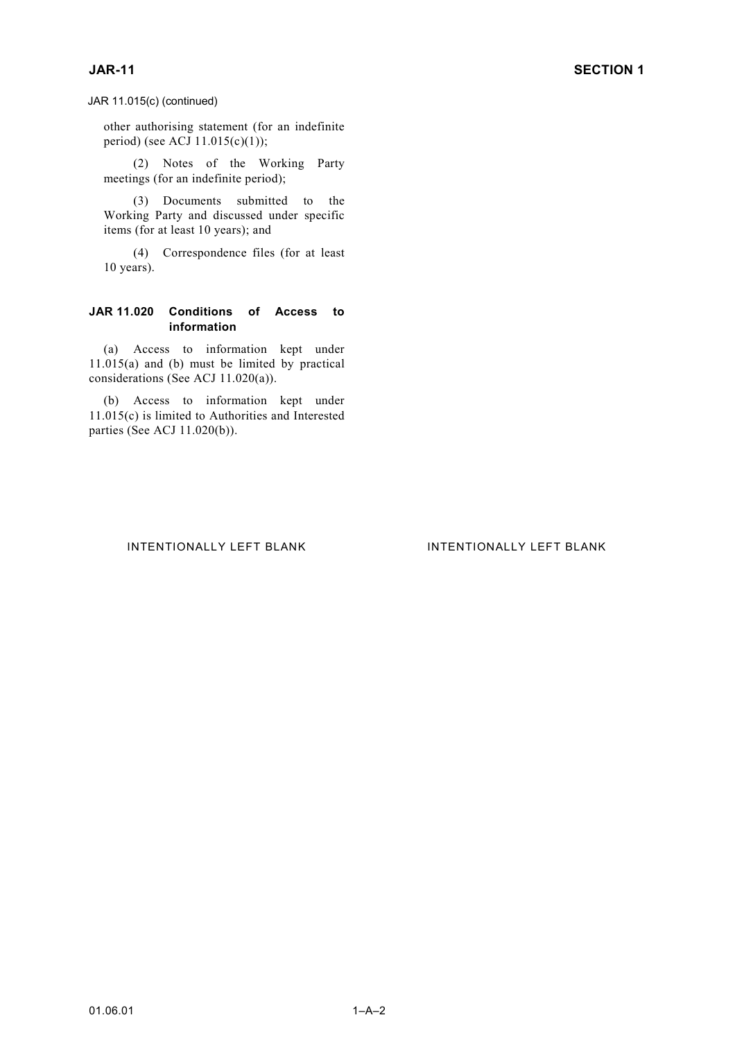JAR 11.015(c) (continued)

other authorising statement (for an indefinite period) (see ACJ 11.015(c)(1));

(2) Notes of the Working Party meetings (for an indefinite period);

(3) Documents submitted to the Working Party and discussed under specific items (for at least 10 years); and

(4) Correspondence files (for at least 10 years).

**JAR 11.020 Conditions of Access to information**

(a) Access to information kept under 11.015(a) and (b) must be limited by practical considerations (See ACJ 11.020(a)).

(b) Access to information kept under 11.015(c) is limited to Authorities and Interested parties (See ACJ 11.020(b)).

INTENTIONALLY LEFT BLANK

INTENTIONALLY LEFT BLANK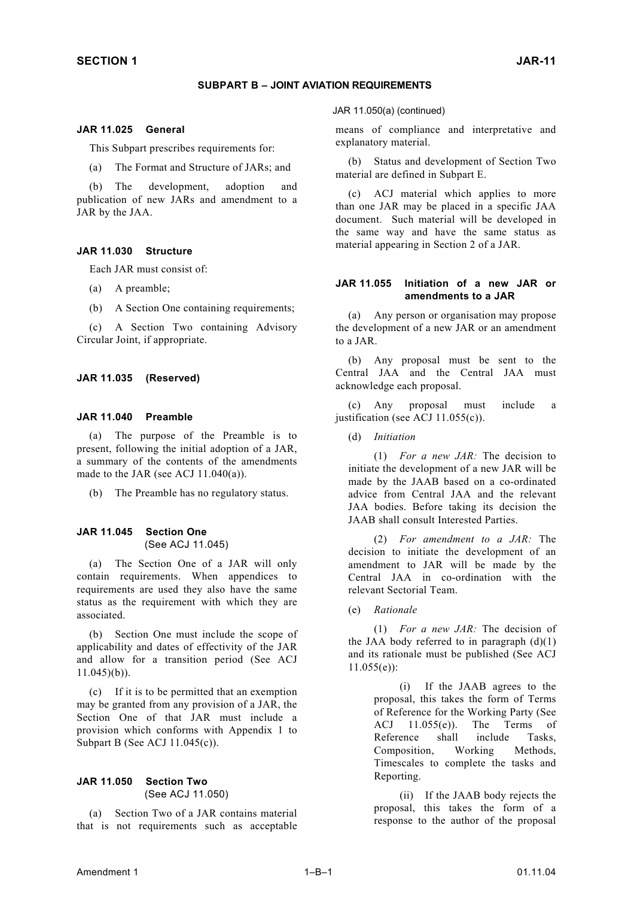## SUBPART B – JOINT AVIATION REQUIREMENTS

### JAR 11.025 General

This Subpart prescribes requirements for:

(a) The Format and Structure of JARs; and

(b) The development, adoption and publication of new JARs and amendment to a JAR by the JAA.

### JAR 11.030 Structure

Each JAR must consist of:

(a) A preamble;

(b) A Section One containing requirements;

(c) A Section Two containing Advisory Circular Joint, if appropriate.

### JAR 11.035 (Reserved)

### JAR 11.040 Preamble

(a) The purpose of the Preamble is to present, following the initial adoption of a JAR, a summary of the contents of the amendments made to the JAR (see ACJ 11.040(a)).

(b) The Preamble has no regulatory status.

### JAR 11.045 Section One
(See ACJ 11.045)

(a) The Section One of a JAR will only contain requirements. When appendices to requirements are used they also have the same status as the requirement with which they are associated.

(b) Section One must include the scope of applicability and dates of effectivity of the JAR and allow for a transition period (See ACJ 11.045)(b)).

(c) If it is to be permitted that an exemption may be granted from any provision of a JAR, the Section One of that JAR must include a provision which conforms with Appendix 1 to Subpart B (See ACJ 11.045(c)).

### JAR 11.050 Section Two
(See ACJ 11.050)

(a) Section Two of a JAR contains material that is not requirements such as acceptable means of compliance and interpretative and explanatory material.

(b) Status and development of Section Two material are defined in Subpart E.

(c) ACJ material which applies to more than one JAR may be placed in a specific JAA document. Such material will be developed in the same way and have the same status as material appearing in Section 2 of a JAR.

### JAR 11.055 Initiation of a new JAR or amendments to a JAR

(a) Any person or organisation may propose the development of a new JAR or an amendment to a JAR.

(b) Any proposal must be sent to the Central JAA and the Central JAA must acknowledge each proposal.

(c) Any proposal must include a justification (see ACJ 11.055(c)).

(d) *Initiation*

(1) *For a new JAR:* The decision to initiate the development of a new JAR will be made by the JAAB based on a co-ordinated advice from Central JAA and the relevant JAA bodies. Before taking its decision the JAAB shall consult Interested Parties.

(2) *For amendment to a JAR:* The decision to initiate the development of an amendment to JAR will be made by the Central JAA in co-ordination with the relevant Sectorial Team.

(e) *Rationale*

(1) *For a new JAR:* The decision of the JAA body referred to in paragraph (d)(1) and its rationale must be published (See ACJ 11.055(e)):

(i) If the JAAB agrees to the proposal, this takes the form of Terms of Reference for the Working Party (See ACJ 11.055(e)). The Terms of Reference shall include Tasks, Composition, Working Methods, Timescales to complete the tasks and Reporting.

(ii) If the JAAB body rejects the proposal, this takes the form of a response to the author of the proposal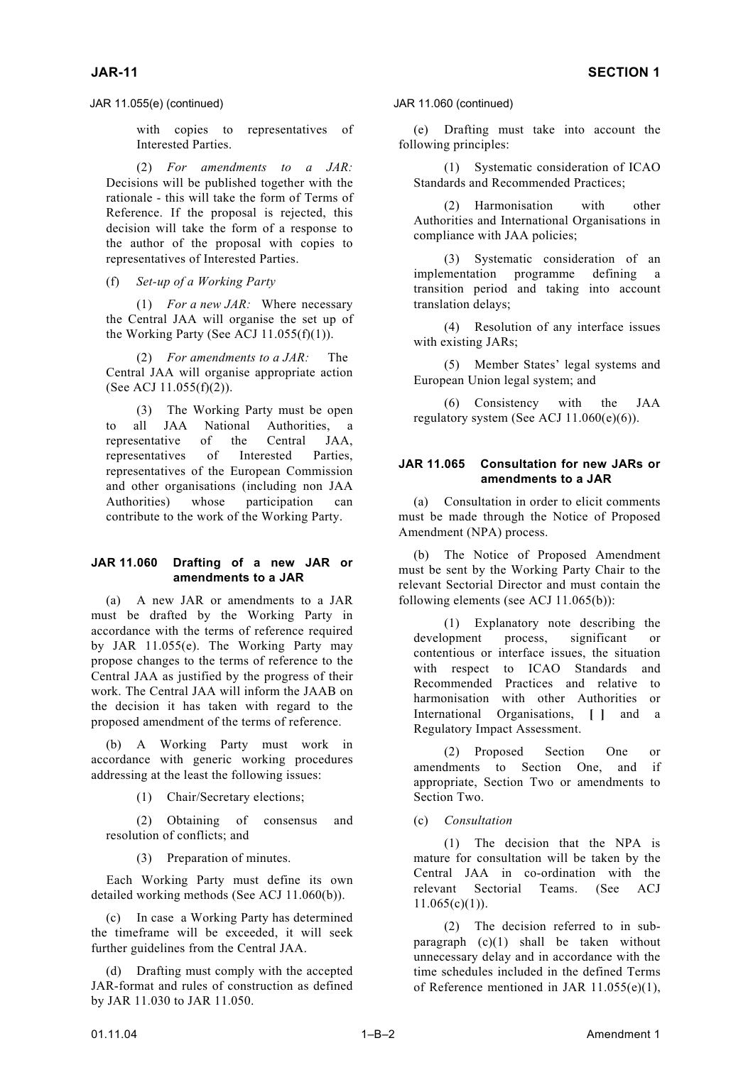JAR 11.055(e) (continued)

with copies to representatives of Interested Parties.

(2) *For amendments to a JAR:* Decisions will be published together with the rationale - this will take the form of Terms of Reference. If the proposal is rejected, this decision will take the form of a response to the author of the proposal with copies to representatives of Interested Parties.

(f) *Set-up of a Working Party*

(1) *For a new JAR:* Where necessary the Central JAA will organise the set up of the Working Party (See ACJ 11.055(f)(1)).

(2) *For amendments to a JAR:* The Central JAA will organise appropriate action (See ACJ 11.055(f)(2)).

(3) The Working Party must be open to all JAA National Authorities, a representative of the Central JAA, representatives of Interested Parties, representatives of the European Commission and other organisations (including non JAA Authorities) whose participation can contribute to the work of the Working Party.

### JAR 11.060 Drafting of a new JAR or amendments to a JAR

(a) A new JAR or amendments to a JAR must be drafted by the Working Party in accordance with the terms of reference required by JAR 11.055(e). The Working Party may propose changes to the terms of reference to the Central JAA as justified by the progress of their work. The Central JAA will inform the JAAB on the decision it has taken with regard to the proposed amendment of the terms of reference.

(b) A Working Party must work in accordance with generic working procedures addressing at the least the following issues:

(1) Chair/Secretary elections;

(2) Obtaining of consensus and resolution of conflicts; and

(3) Preparation of minutes.

Each Working Party must define its own detailed working methods (See ACJ 11.060(b)).

(c) In case a Working Party has determined the timeframe will be exceeded, it will seek further guidelines from the Central JAA.

(d) Drafting must comply with the accepted JAR-format and rules of construction as defined by JAR 11.030 to JAR 11.050.

JAR 11.060 (continued)

(e) Drafting must take into account the following principles:

(1) Systematic consideration of ICAO Standards and Recommended Practices;

(2) Harmonisation with other Authorities and International Organisations in compliance with JAA policies;

(3) Systematic consideration of an implementation programme defining a transition period and taking into account translation delays;

(4) Resolution of any interface issues with existing JARs;

(5) Member States' legal systems and European Union legal system; and

(6) Consistency with the JAA regulatory system (See ACJ 11.060(e)(6)).

### JAR 11.065 Consultation for new JARs or amendments to a JAR

(a) Consultation in order to elicit comments must be made through the Notice of Proposed Amendment (NPA) process.

(b) The Notice of Proposed Amendment must be sent by the Working Party Chair to the relevant Sectorial Director and must contain the following elements (see ACJ 11.065(b)):

(1) Explanatory note describing the development process, significant or contentious or interface issues, the situation with respect to ICAO Standards and Recommended Practices and relative to harmonisation with other Authorities or International Organisations, **[ ]** and a Regulatory Impact Assessment.

(2) Proposed Section One or amendments to Section One, and if appropriate, Section Two or amendments to Section Two.

(c) *Consultation*

(1) The decision that the NPA is mature for consultation will be taken by the Central JAA in co-ordination with the relevant Sectorial Teams. (See ACJ 11.065(c)(1)).

(2) The decision referred to in sub-paragraph (c)(1) shall be taken without unnecessary delay and in accordance with the time schedules included in the defined Terms of Reference mentioned in JAR 11.055(e)(1),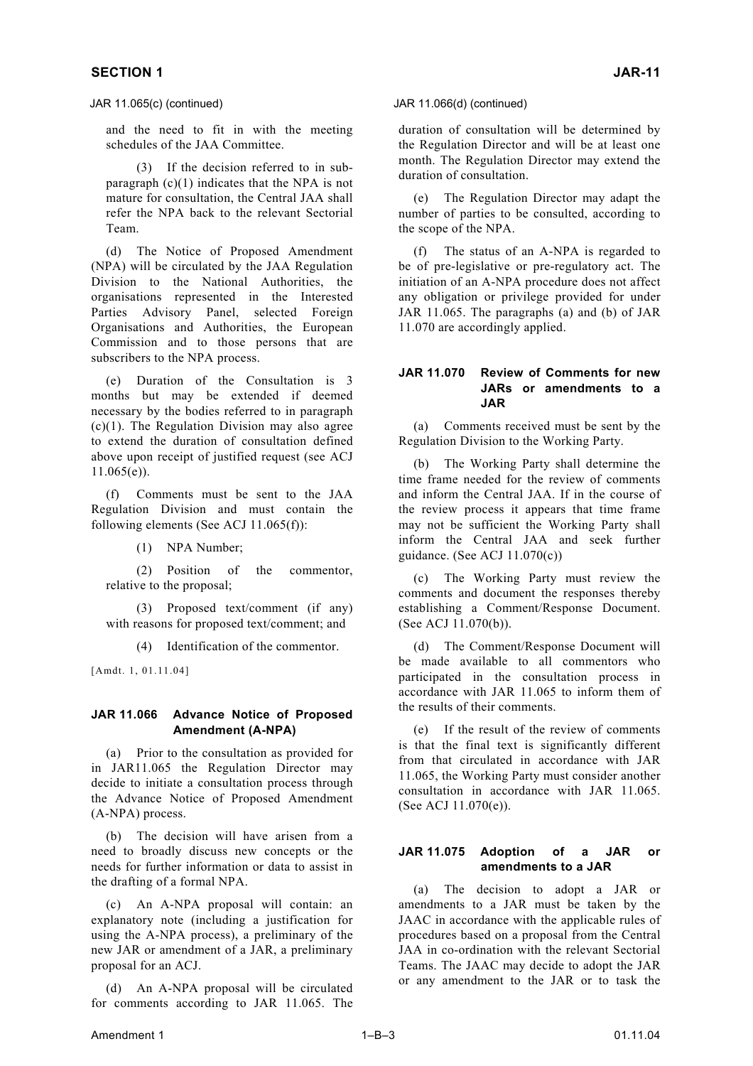JAR 11.065(c) (continued)

and the need to fit in with the meeting schedules of the JAA Committee.

(3) If the decision referred to in sub-paragraph (c)(1) indicates that the NPA is not mature for consultation, the Central JAA shall refer the NPA back to the relevant Sectorial Team.

(d) The Notice of Proposed Amendment (NPA) will be circulated by the JAA Regulation Division to the National Authorities, the organisations represented in the Interested Parties Advisory Panel, selected Foreign Organisations and Authorities, the European Commission and to those persons that are subscribers to the NPA process.

(e) Duration of the Consultation is 3 months but may be extended if deemed necessary by the bodies referred to in paragraph (c)(1). The Regulation Division may also agree to extend the duration of consultation defined above upon receipt of justified request (see ACJ 11.065(e)).

(f) Comments must be sent to the JAA Regulation Division and must contain the following elements (See ACJ 11.065(f)):

(1) NPA Number;

(2) Position of the commentor, relative to the proposal;

(3) Proposed text/comment (if any) with reasons for proposed text/comment; and

(4) Identification of the commentor.

[Amdt. 1, 01.11.04]

### JAR 11.066 Advance Notice of Proposed Amendment (A-NPA)

(a) Prior to the consultation as provided for in JAR11.065 the Regulation Director may decide to initiate a consultation process through the Advance Notice of Proposed Amendment (A-NPA) process.

(b) The decision will have arisen from a need to broadly discuss new concepts or the needs for further information or data to assist in the drafting of a formal NPA.

(c) An A-NPA proposal will contain: an explanatory note (including a justification for using the A-NPA process), a preliminary of the new JAR or amendment of a JAR, a preliminary proposal for an ACJ.

(d) An A-NPA proposal will be circulated for comments according to JAR 11.065. The duration of consultation will be determined by the Regulation Director and will be at least one month. The Regulation Director may extend the duration of consultation.

(e) The Regulation Director may adapt the number of parties to be consulted, according to the scope of the NPA.

(f) The status of an A-NPA is regarded to be of pre-legislative or pre-regulatory act. The initiation of an A-NPA procedure does not affect any obligation or privilege provided for under JAR 11.065. The paragraphs (a) and (b) of JAR 11.070 are accordingly applied.

### JAR 11.070 Review of Comments for new JARs or amendments to a JAR

(a) Comments received must be sent by the Regulation Division to the Working Party.

(b) The Working Party shall determine the time frame needed for the review of comments and inform the Central JAA. If in the course of the review process it appears that time frame may not be sufficient the Working Party shall inform the Central JAA and seek further guidance. (See ACJ 11.070(c))

(c) The Working Party must review the comments and document the responses thereby establishing a Comment/Response Document. (See ACJ 11.070(b)).

(d) The Comment/Response Document will be made available to all commentors who participated in the consultation process in accordance with JAR 11.065 to inform them of the results of their comments.

(e) If the result of the review of comments is that the final text is significantly different from that circulated in accordance with JAR 11.065, the Working Party must consider another consultation in accordance with JAR 11.065. (See ACJ 11.070(e)).

### JAR 11.075 Adoption of a JAR or amendments to a JAR

(a) The decision to adopt a JAR or amendments to a JAR must be taken by the JAAC in accordance with the applicable rules of procedures based on a proposal from the Central JAA in co-ordination with the relevant Sectorial Teams. The JAAC may decide to adopt the JAR or any amendment to the JAR or to task the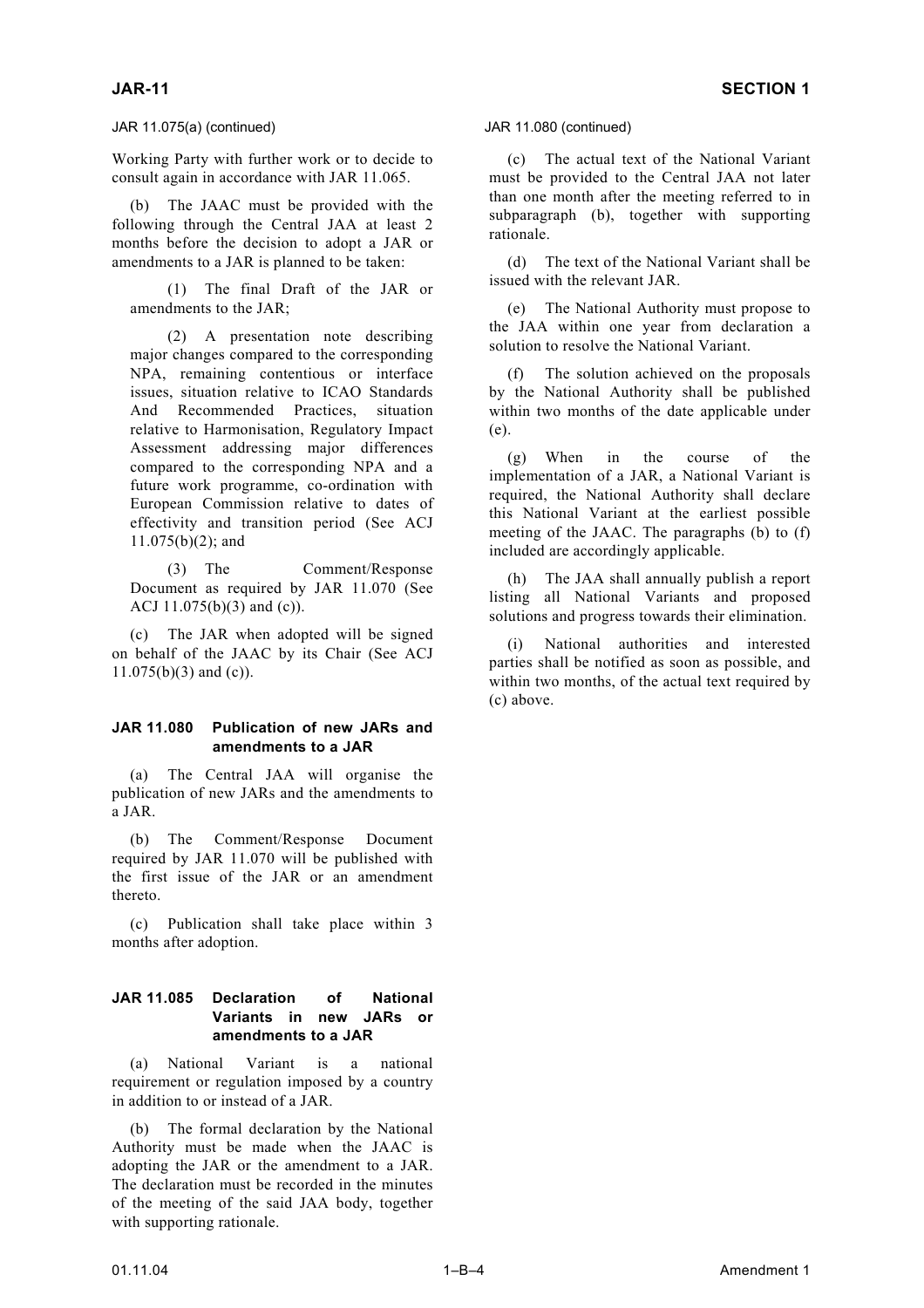JAR 11.075(a) (continued)

Working Party with further work or to decide to consult again in accordance with JAR 11.065.

(b) The JAAC must be provided with the following through the Central JAA at least 2 months before the decision to adopt a JAR or amendments to a JAR is planned to be taken:

(1) The final Draft of the JAR or amendments to the JAR;

(2) A presentation note describing major changes compared to the corresponding NPA, remaining contentious or interface issues, situation relative to ICAO Standards And Recommended Practices, situation relative to Harmonisation, Regulatory Impact Assessment addressing major differences compared to the corresponding NPA and a future work programme, co-ordination with European Commission relative to dates of effectivity and transition period (See ACJ 11.075(b)(2); and

(3) The Comment/Response Document as required by JAR 11.070 (See ACJ 11.075(b)(3) and (c)).

(c) The JAR when adopted will be signed on behalf of the JAAC by its Chair (See ACJ 11.075(b)(3) and (c)).

### JAR 11.080 Publication of new JARs and amendments to a JAR

(a) The Central JAA will organise the publication of new JARs and the amendments to a JAR.

(b) The Comment/Response Document required by JAR 11.070 will be published with the first issue of the JAR or an amendment thereto.

(c) Publication shall take place within 3 months after adoption.

### JAR 11.085 Declaration of National Variants in new JARs or amendments to a JAR

(a) National Variant is a national requirement or regulation imposed by a country in addition to or instead of a JAR.

(b) The formal declaration by the National Authority must be made when the JAAC is adopting the JAR or the amendment to a JAR. The declaration must be recorded in the minutes of the meeting of the said JAA body, together with supporting rationale.

JAR 11.080 (continued)

(c) The actual text of the National Variant must be provided to the Central JAA not later than one month after the meeting referred to in subparagraph (b), together with supporting rationale.

(d) The text of the National Variant shall be issued with the relevant JAR.

(e) The National Authority must propose to the JAA within one year from declaration a solution to resolve the National Variant.

(f) The solution achieved on the proposals by the National Authority shall be published within two months of the date applicable under (e).

(g) When in the course of the implementation of a JAR, a National Variant is required, the National Authority shall declare this National Variant at the earliest possible meeting of the JAAC. The paragraphs (b) to (f) included are accordingly applicable.

(h) The JAA shall annually publish a report listing all National Variants and proposed solutions and progress towards their elimination.

(i) National authorities and interested parties shall be notified as soon as possible, and within two months, of the actual text required by (c) above.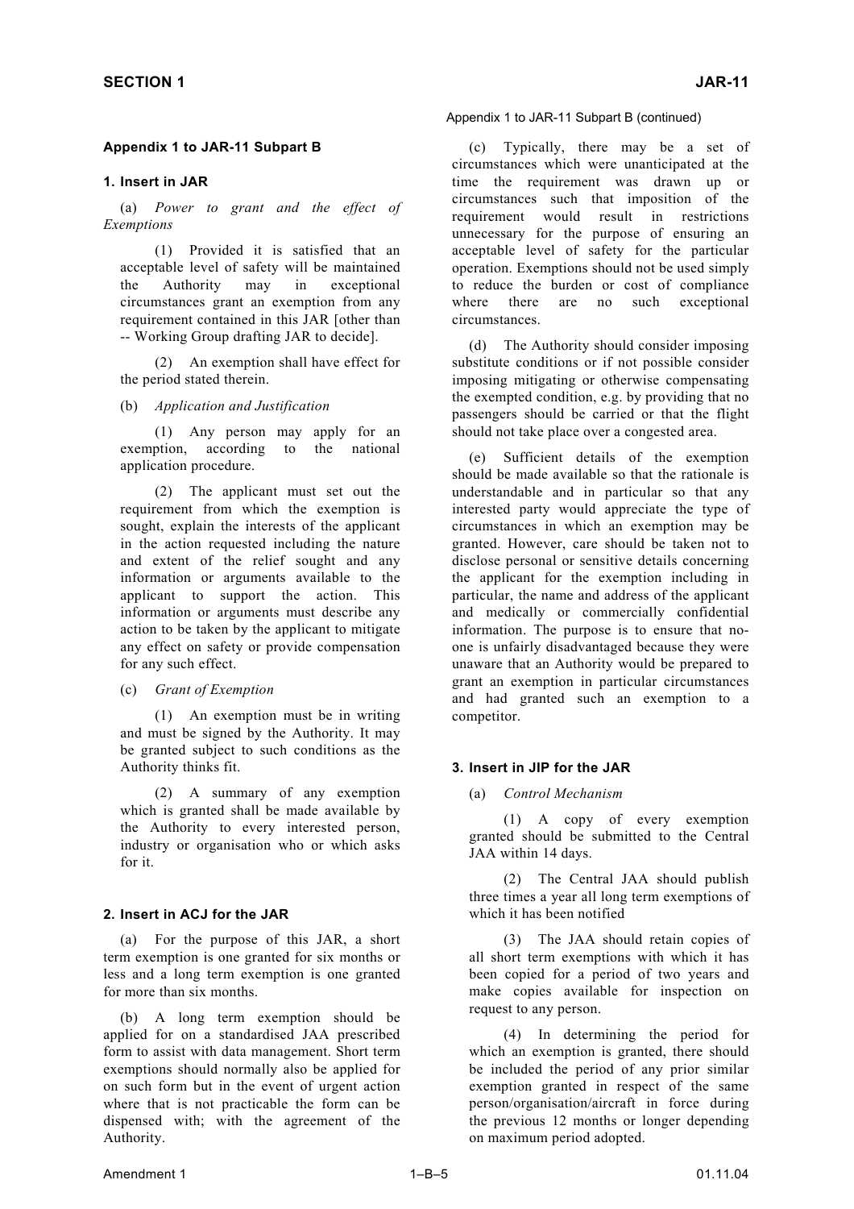## Appendix 1 to JAR-11 Subpart B

### 1. Insert in JAR

(a) *Power to grant and the effect of Exemptions*

(1) Provided it is satisfied that an acceptable level of safety will be maintained the Authority may in exceptional circumstances grant an exemption from any requirement contained in this JAR [other than -- Working Group drafting JAR to decide].

(2) An exemption shall have effect for the period stated therein.

(b) *Application and Justification*

(1) Any person may apply for an exemption, according to the national application procedure.

(2) The applicant must set out the requirement from which the exemption is sought, explain the interests of the applicant in the action requested including the nature and extent of the relief sought and any information or arguments available to the applicant to support the action. This information or arguments must describe any action to be taken by the applicant to mitigate any effect on safety or provide compensation for any such effect.

(c) *Grant of Exemption*

(1) An exemption must be in writing and must be signed by the Authority. It may be granted subject to such conditions as the Authority thinks fit.

(2) A summary of any exemption which is granted shall be made available by the Authority to every interested person, industry or organisation who or which asks for it.

### 2. Insert in ACJ for the JAR

(a) For the purpose of this JAR, a short term exemption is one granted for six months or less and a long term exemption is one granted for more than six months.

(b) A long term exemption should be applied for on a standardised JAA prescribed form to assist with data management. Short term exemptions should normally also be applied for on such form but in the event of urgent action where that is not practicable the form can be dispensed with; with the agreement of the Authority.

Appendix 1 to JAR-11 Subpart B (continued)

(c) Typically, there may be a set of circumstances which were unanticipated at the time the requirement was drawn up or circumstances such that imposition of the requirement would result in restrictions unnecessary for the purpose of ensuring an acceptable level of safety for the particular operation. Exemptions should not be used simply to reduce the burden or cost of compliance where there are no such exceptional circumstances.

(d) The Authority should consider imposing substitute conditions or if not possible consider imposing mitigating or otherwise compensating the exempted condition, e.g. by providing that no passengers should be carried or that the flight should not take place over a congested area.

(e) Sufficient details of the exemption should be made available so that the rationale is understandable and in particular so that any interested party would appreciate the type of circumstances in which an exemption may be granted. However, care should be taken not to disclose personal or sensitive details concerning the applicant for the exemption including in particular, the name and address of the applicant and medically or commercially confidential information. The purpose is to ensure that no-one is unfairly disadvantaged because they were unaware that an Authority would be prepared to grant an exemption in particular circumstances and had granted such an exemption to a competitor.

### 3. Insert in JIP for the JAR

(a) *Control Mechanism*

(1) A copy of every exemption granted should be submitted to the Central JAA within 14 days.

(2) The Central JAA should publish three times a year all long term exemptions of which it has been notified

(3) The JAA should retain copies of all short term exemptions with which it has been copied for a period of two years and make copies available for inspection on request to any person.

(4) In determining the period for which an exemption is granted, there should be included the period of any prior similar exemption granted in respect of the same person/organisation/aircraft in force during the previous 12 months or longer depending on maximum period adopted.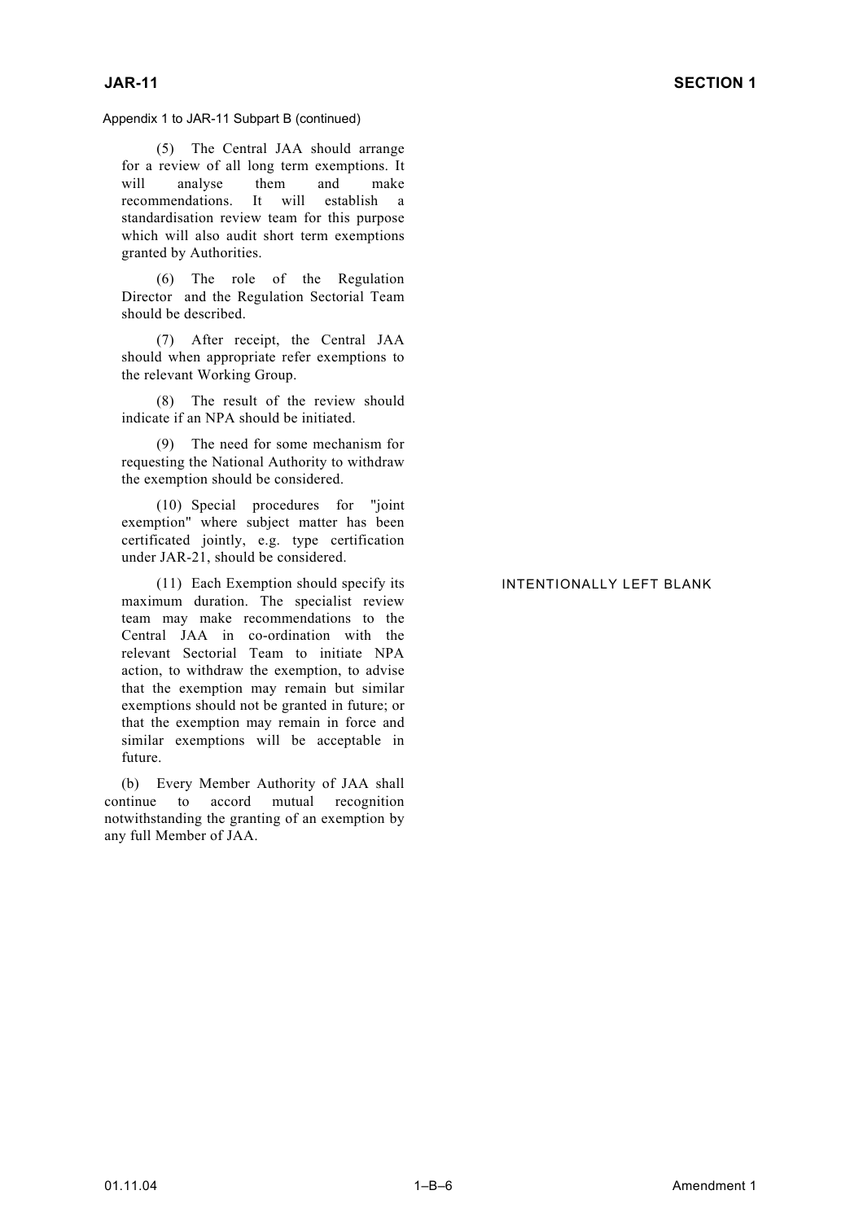Appendix 1 to JAR-11 Subpart B (continued)

(5) The Central JAA should arrange for a review of all long term exemptions. It will analyse them and make recommendations. It will establish a standardisation review team for this purpose which will also audit short term exemptions granted by Authorities.

(6) The role of the Regulation Director and the Regulation Sectorial Team should be described.

(7) After receipt, the Central JAA should when appropriate refer exemptions to the relevant Working Group.

(8) The result of the review should indicate if an NPA should be initiated.

(9) The need for some mechanism for requesting the National Authority to withdraw the exemption should be considered.

(10) Special procedures for "joint exemption" where subject matter has been certificated jointly, e.g. type certification under JAR-21, should be considered.

(11) Each Exemption should specify its maximum duration. The specialist review team may make recommendations to the Central JAA in co-ordination with the relevant Sectorial Team to initiate NPA action, to withdraw the exemption, to advise that the exemption may remain but similar exemptions should not be granted in future; or that the exemption may remain in force and similar exemptions will be acceptable in future.

(b) Every Member Authority of JAA shall continue to accord mutual recognition notwithstanding the granting of an exemption by any full Member of JAA.

INTENTIONALLY LEFT BLANK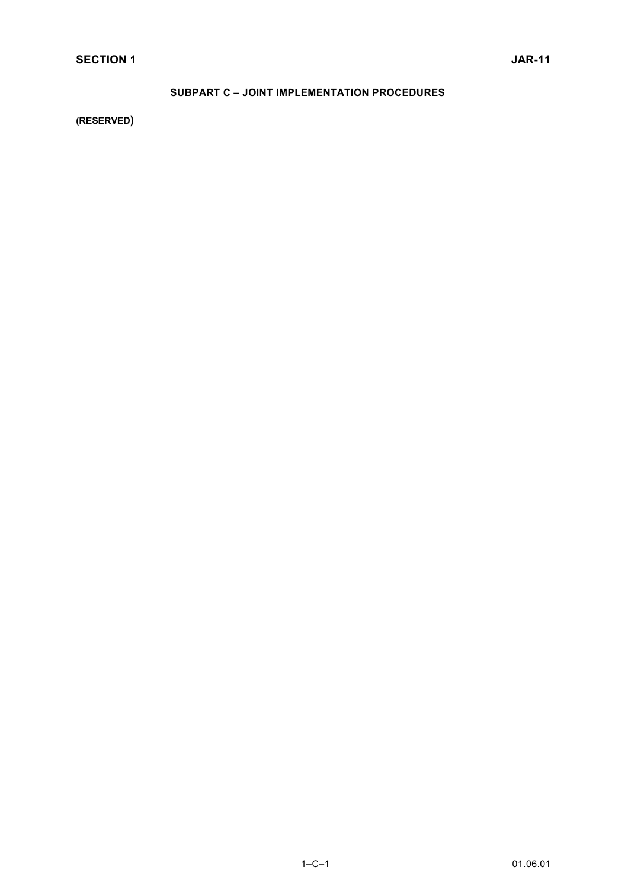## SUBPART C – JOINT IMPLEMENTATION PROCEDURES

**(RESERVED)**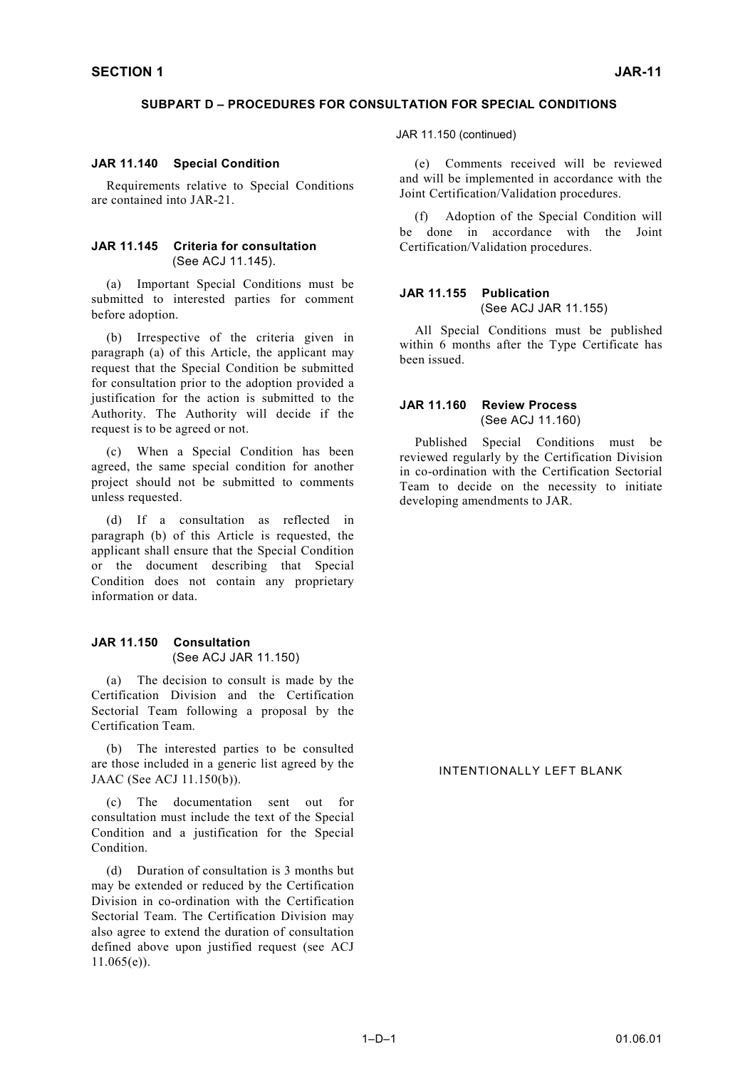## SUBPART D – PROCEDURES FOR CONSULTATION FOR SPECIAL CONDITIONS

### JAR 11.140 Special Condition

Requirements relative to Special Conditions are contained into JAR-21.

### JAR 11.145 Criteria for consultation
(See ACJ 11.145).

(a) Important Special Conditions must be submitted to interested parties for comment before adoption.

(b) Irrespective of the criteria given in paragraph (a) of this Article, the applicant may request that the Special Condition be submitted for consultation prior to the adoption provided a justification for the action is submitted to the Authority. The Authority will decide if the request is to be agreed or not.

(c) When a Special Condition has been agreed, the same special condition for another project should not be submitted to comments unless requested.

(d) If a consultation as reflected in paragraph (b) of this Article is requested, the applicant shall ensure that the Special Condition or the document describing that Special Condition does not contain any proprietary information or data.

### JAR 11.150 Consultation
(See ACJ JAR 11.150)

(a) The decision to consult is made by the Certification Division and the Certification Sectorial Team following a proposal by the Certification Team.

(b) The interested parties to be consulted are those included in a generic list agreed by the JAAC (See ACJ 11.150(b)).

(c) The documentation sent out for consultation must include the text of the Special Condition and a justification for the Special Condition.

(d) Duration of consultation is 3 months but may be extended or reduced by the Certification Division in co-ordination with the Certification Sectorial Team. The Certification Division may also agree to extend the duration of consultation defined above upon justified request (see ACJ 11.065(e)).

(e) Comments received will be reviewed and will be implemented in accordance with the Joint Certification/Validation procedures.

(f) Adoption of the Special Condition will be done in accordance with the Joint Certification/Validation procedures.

### JAR 11.155 Publication
(See ACJ JAR 11.155)

All Special Conditions must be published within 6 months after the Type Certificate has been issued.

### JAR 11.160 Review Process
(See ACJ 11.160)

Published Special Conditions must be reviewed regularly by the Certification Division in co-ordination with the Certification Sectorial Team to decide on the necessity to initiate developing amendments to JAR.

INTENTIONALLY LEFT BLANK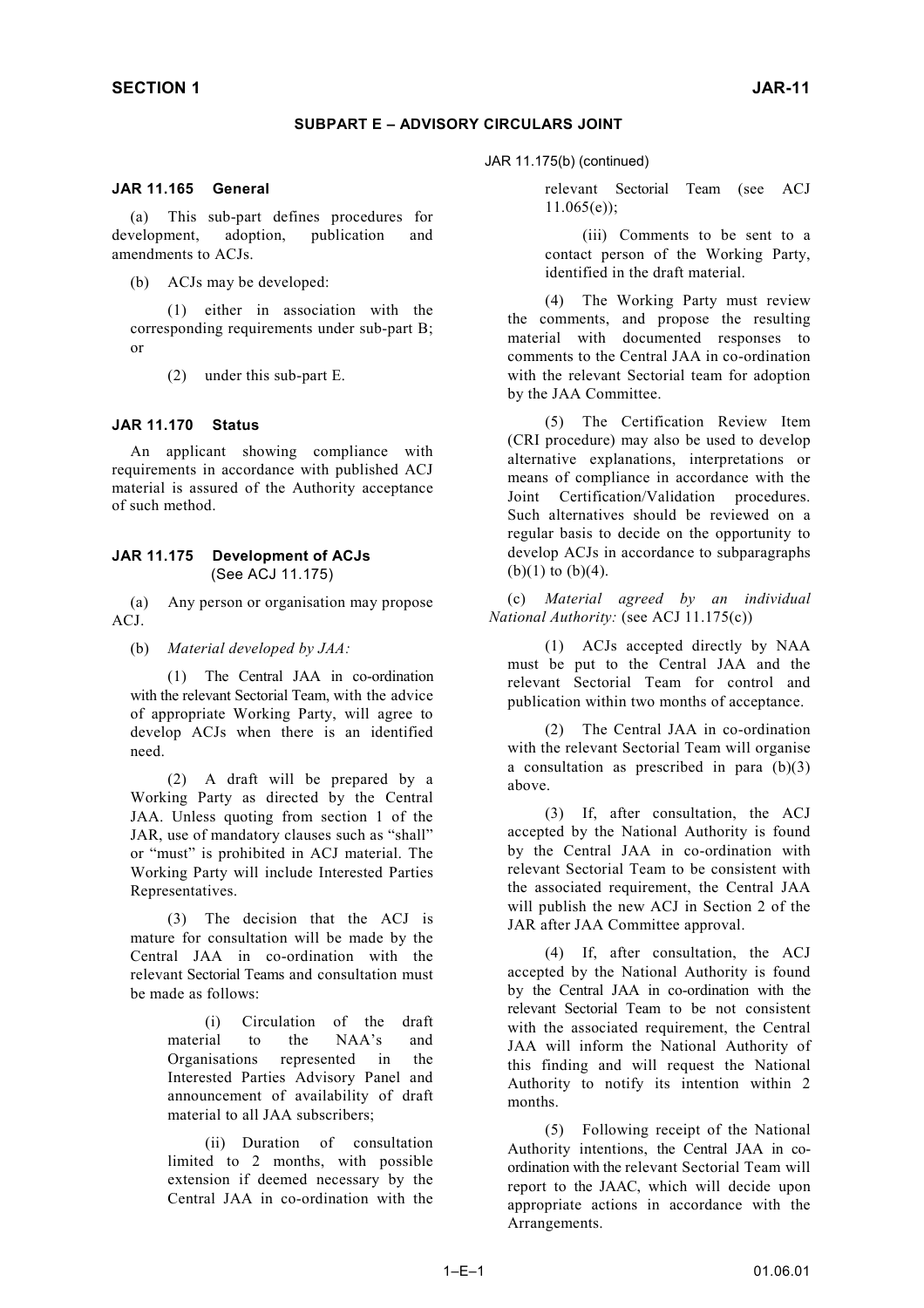## SUBPART E – ADVISORY CIRCULARS JOINT

### JAR 11.165 General

(a) This sub-part defines procedures for development, adoption, publication and amendments to ACJs.

(b) ACJs may be developed:

(1) either in association with the corresponding requirements under sub-part B; or

(2) under this sub-part E.

### JAR 11.170 Status

An applicant showing compliance with requirements in accordance with published ACJ material is assured of the Authority acceptance of such method.

### JAR 11.175 Development of ACJs (See ACJ 11.175)

(a) Any person or organisation may propose ACJ.

(b) *Material developed by JAA:*

(1) The Central JAA in co-ordination with the relevant Sectorial Team, with the advice of appropriate Working Party, will agree to develop ACJs when there is an identified need.

(2) A draft will be prepared by a Working Party as directed by the Central JAA. Unless quoting from section 1 of the JAR, use of mandatory clauses such as "shall" or "must" is prohibited in ACJ material. The Working Party will include Interested Parties Representatives.

(3) The decision that the ACJ is mature for consultation will be made by the Central JAA in co-ordination with the relevant Sectorial Teams and consultation must be made as follows:

(i) Circulation of the draft material to the NAA's and Organisations represented in the Interested Parties Advisory Panel and announcement of availability of draft material to all JAA subscribers;

(ii) Duration of consultation limited to 2 months, with possible extension if deemed necessary by the Central JAA in co-ordination with the relevant Sectorial Team (see ACJ 11.065(e));

(iii) Comments to be sent to a contact person of the Working Party, identified in the draft material.

(4) The Working Party must review the comments, and propose the resulting material with documented responses to comments to the Central JAA in co-ordination with the relevant Sectorial team for adoption by the JAA Committee.

(5) The Certification Review Item (CRI procedure) may also be used to develop alternative explanations, interpretations or means of compliance in accordance with the Joint Certification/Validation procedures. Such alternatives should be reviewed on a regular basis to decide on the opportunity to develop ACJs in accordance to subparagraphs (b)(1) to (b)(4).

(c) *Material agreed by an individual National Authority:* (see ACJ 11.175(c))

(1) ACJs accepted directly by NAA must be put to the Central JAA and the relevant Sectorial Team for control and publication within two months of acceptance.

(2) The Central JAA in co-ordination with the relevant Sectorial Team will organise a consultation as prescribed in para (b)(3) above.

(3) If, after consultation, the ACJ accepted by the National Authority is found by the Central JAA in co-ordination with relevant Sectorial Team to be consistent with the associated requirement, the Central JAA will publish the new ACJ in Section 2 of the JAR after JAA Committee approval.

(4) If, after consultation, the ACJ accepted by the National Authority is found by the Central JAA in co-ordination with the relevant Sectorial Team to be not consistent with the associated requirement, the Central JAA will inform the National Authority of this finding and will request the National Authority to notify its intention within 2 months.

(5) Following receipt of the National Authority intentions, the Central JAA in co-ordination with the relevant Sectorial Team will report to the JAAC, which will decide upon appropriate actions in accordance with the Arrangements.